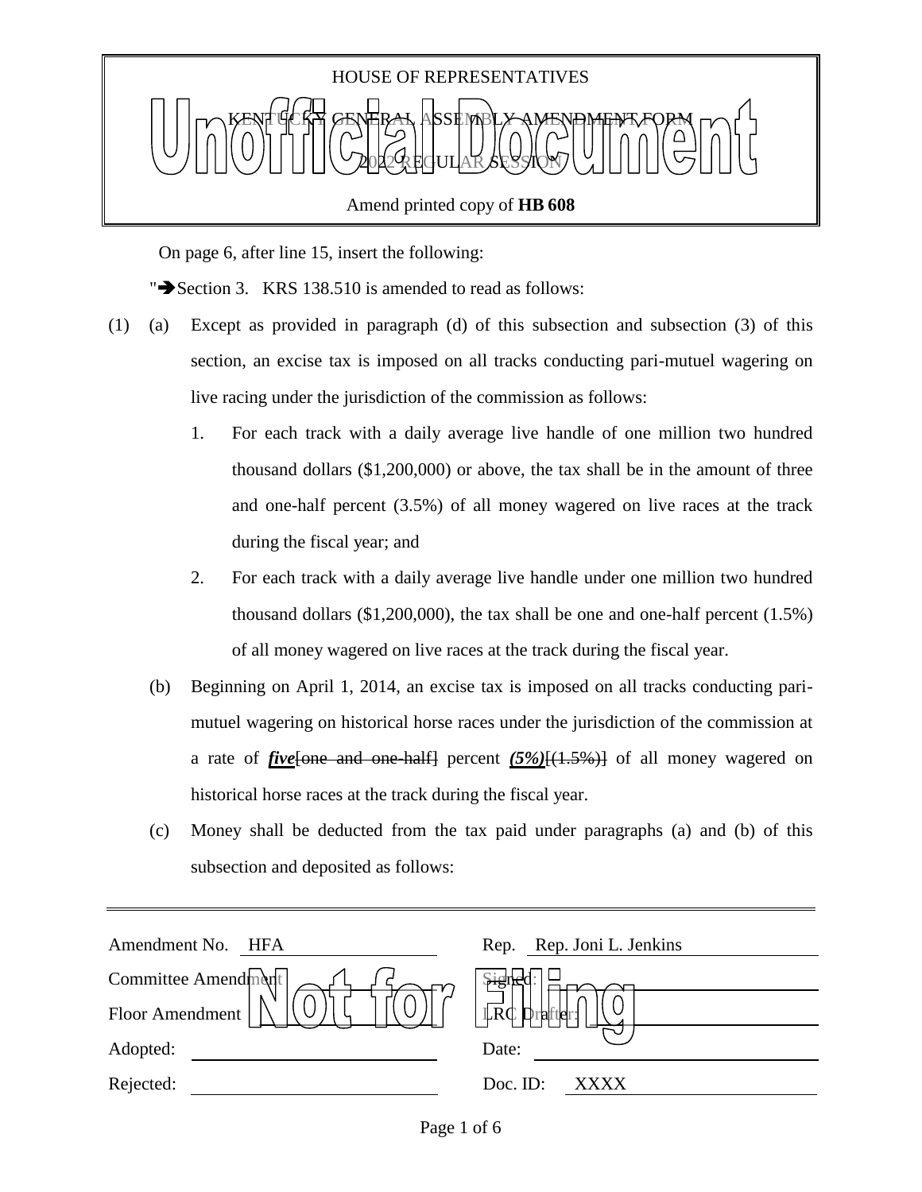HOUSE OF REPRESENTATIVES

KENTUCKY GENERAL ASSEMBLY AMENDMENT FORM

2022 REGULAR SESSION

Amend printed copy of **HB 608**

Unofficial Document

On page 6, after line 15, insert the following:

"➔Section 3. KRS 138.510 is amended to read as follows:

(1) (a) Except as provided in paragraph (d) of this subsection and subsection (3) of this section, an excise tax is imposed on all tracks conducting pari-mutuel wagering on live racing under the jurisdiction of the commission as follows:

1. For each track with a daily average live handle of one million two hundred thousand dollars ($1,200,000) or above, the tax shall be in the amount of three and one-half percent (3.5%) of all money wagered on live races at the track during the fiscal year; and

2. For each track with a daily average live handle under one million two hundred thousand dollars ($1,200,000), the tax shall be one and one-half percent (1.5%) of all money wagered on live races at the track during the fiscal year.

(b) Beginning on April 1, 2014, an excise tax is imposed on all tracks conducting pari-mutuel wagering on historical horse races under the jurisdiction of the commission at a rate of ***five***[~~one and one-half~~] percent ***(5%)***[~~(1.5%)~~] of all money wagered on historical horse races at the track during the fiscal year.

(c) Money shall be deducted from the tax paid under paragraphs (a) and (b) of this subsection and deposited as follows:

| | | | |
|---|---|---|---|
| Amendment No. | HFA | Rep. | Rep. Joni L. Jenkins |
| Committee Amendment | | Signed: | |
| Floor Amendment | | LRC Drafter: | |
| Adopted: | | Date: | |
| Rejected: | | Doc. ID: | XXXX |

Not for Filing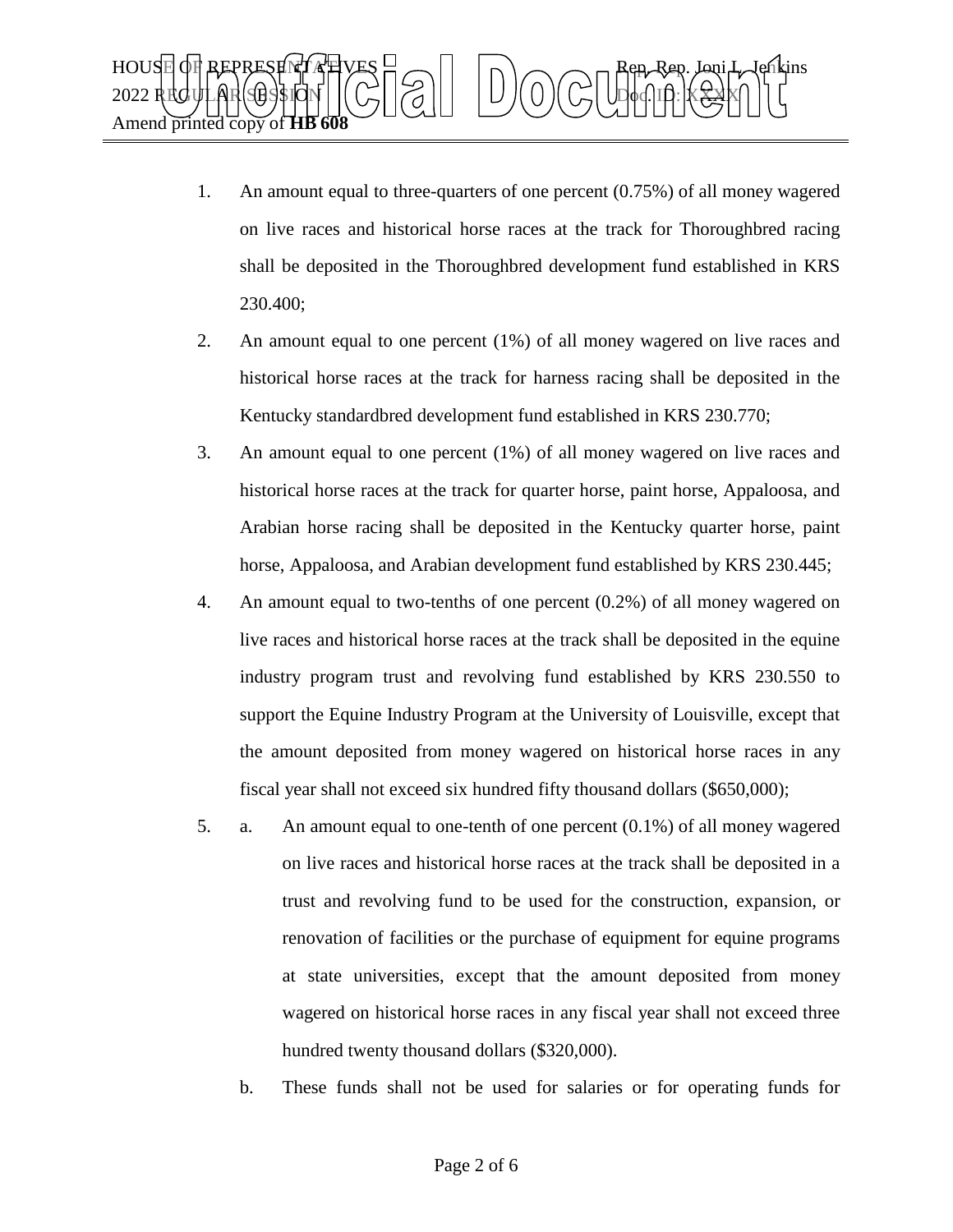1. An amount equal to three-quarters of one percent (0.75%) of all money wagered on live races and historical horse races at the track for Thoroughbred racing shall be deposited in the Thoroughbred development fund established in KRS 230.400;
2. An amount equal to one percent (1%) of all money wagered on live races and historical horse races at the track for harness racing shall be deposited in the Kentucky standardbred development fund established in KRS 230.770;
3. An amount equal to one percent (1%) of all money wagered on live races and historical horse races at the track for quarter horse, paint horse, Appaloosa, and Arabian horse racing shall be deposited in the Kentucky quarter horse, paint horse, Appaloosa, and Arabian development fund established by KRS 230.445;
4. An amount equal to two-tenths of one percent (0.2%) of all money wagered on live races and historical horse races at the track shall be deposited in the equine industry program trust and revolving fund established by KRS 230.550 to support the Equine Industry Program at the University of Louisville, except that the amount deposited from money wagered on historical horse races in any fiscal year shall not exceed six hundred fifty thousand dollars ($650,000);
5. a. An amount equal to one-tenth of one percent (0.1%) of all money wagered on live races and historical horse races at the track shall be deposited in a trust and revolving fund to be used for the construction, expansion, or renovation of facilities or the purchase of equipment for equine programs at state universities, except that the amount deposited from money wagered on historical horse races in any fiscal year shall not exceed three hundred twenty thousand dollars ($320,000).

   b. These funds shall not be used for salaries or for operating funds for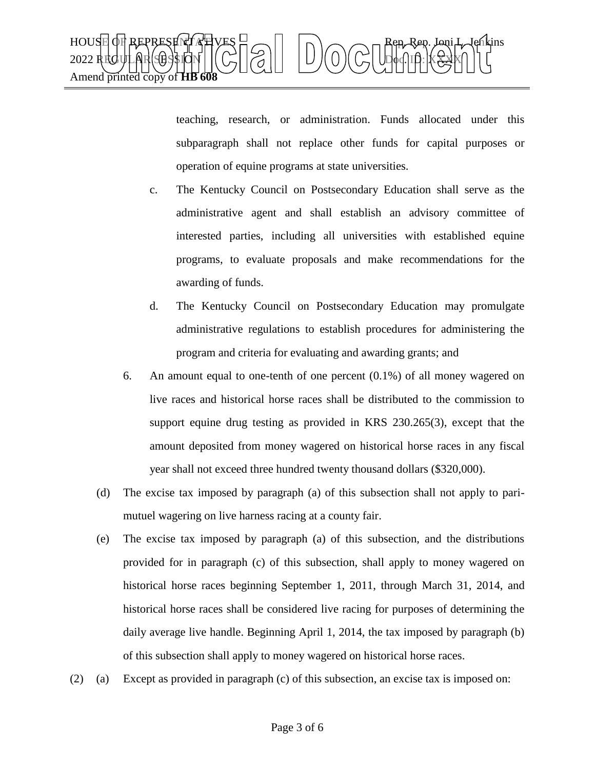teaching, research, or administration. Funds allocated under this subparagraph shall not replace other funds for capital purposes or operation of equine programs at state universities.

c. The Kentucky Council on Postsecondary Education shall serve as the administrative agent and shall establish an advisory committee of interested parties, including all universities with established equine programs, to evaluate proposals and make recommendations for the awarding of funds.

d. The Kentucky Council on Postsecondary Education may promulgate administrative regulations to establish procedures for administering the program and criteria for evaluating and awarding grants; and

6. An amount equal to one-tenth of one percent (0.1%) of all money wagered on live races and historical horse races shall be distributed to the commission to support equine drug testing as provided in KRS 230.265(3), except that the amount deposited from money wagered on historical horse races in any fiscal year shall not exceed three hundred twenty thousand dollars ($320,000).

(d) The excise tax imposed by paragraph (a) of this subsection shall not apply to pari-mutuel wagering on live harness racing at a county fair.

(e) The excise tax imposed by paragraph (a) of this subsection, and the distributions provided for in paragraph (c) of this subsection, shall apply to money wagered on historical horse races beginning September 1, 2011, through March 31, 2014, and historical horse races shall be considered live racing for purposes of determining the daily average live handle. Beginning April 1, 2014, the tax imposed by paragraph (b) of this subsection shall apply to money wagered on historical horse races.

(2) (a) Except as provided in paragraph (c) of this subsection, an excise tax is imposed on: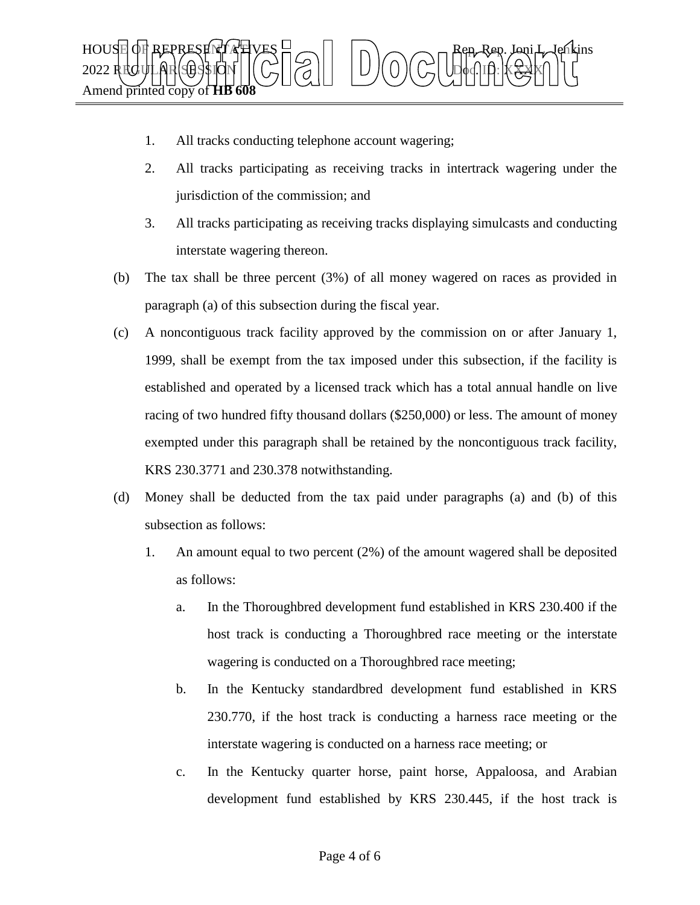1. All tracks conducting telephone account wagering;
2. All tracks participating as receiving tracks in intertrack wagering under the jurisdiction of the commission; and
3. All tracks participating as receiving tracks displaying simulcasts and conducting interstate wagering thereon.

(b) The tax shall be three percent (3%) of all money wagered on races as provided in paragraph (a) of this subsection during the fiscal year.

(c) A noncontiguous track facility approved by the commission on or after January 1, 1999, shall be exempt from the tax imposed under this subsection, if the facility is established and operated by a licensed track which has a total annual handle on live racing of two hundred fifty thousand dollars ($250,000) or less. The amount of money exempted under this paragraph shall be retained by the noncontiguous track facility, KRS 230.3771 and 230.378 notwithstanding.

(d) Money shall be deducted from the tax paid under paragraphs (a) and (b) of this subsection as follows:

1. An amount equal to two percent (2%) of the amount wagered shall be deposited as follows:
   a. In the Thoroughbred development fund established in KRS 230.400 if the host track is conducting a Thoroughbred race meeting or the interstate wagering is conducted on a Thoroughbred race meeting;
   b. In the Kentucky standardbred development fund established in KRS 230.770, if the host track is conducting a harness race meeting or the interstate wagering is conducted on a harness race meeting; or
   c. In the Kentucky quarter horse, paint horse, Appaloosa, and Arabian development fund established by KRS 230.445, if the host track is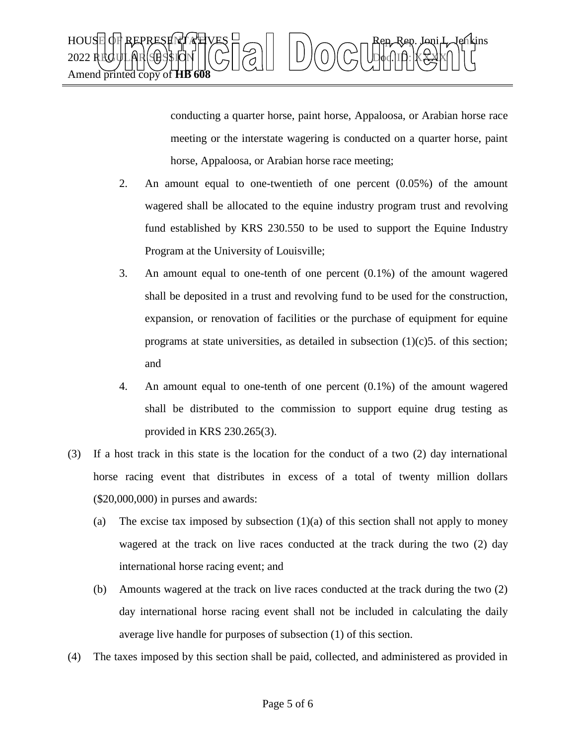conducting a quarter horse, paint horse, Appaloosa, or Arabian horse race meeting or the interstate wagering is conducted on a quarter horse, paint horse, Appaloosa, or Arabian horse race meeting;

2. An amount equal to one-twentieth of one percent (0.05%) of the amount wagered shall be allocated to the equine industry program trust and revolving fund established by KRS 230.550 to be used to support the Equine Industry Program at the University of Louisville;

3. An amount equal to one-tenth of one percent (0.1%) of the amount wagered shall be deposited in a trust and revolving fund to be used for the construction, expansion, or renovation of facilities or the purchase of equipment for equine programs at state universities, as detailed in subsection (1)(c)5. of this section; and

4. An amount equal to one-tenth of one percent (0.1%) of the amount wagered shall be distributed to the commission to support equine drug testing as provided in KRS 230.265(3).

(3) If a host track in this state is the location for the conduct of a two (2) day international horse racing event that distributes in excess of a total of twenty million dollars ($20,000,000) in purses and awards:

(a) The excise tax imposed by subsection (1)(a) of this section shall not apply to money wagered at the track on live races conducted at the track during the two (2) day international horse racing event; and

(b) Amounts wagered at the track on live races conducted at the track during the two (2) day international horse racing event shall not be included in calculating the daily average live handle for purposes of subsection (1) of this section.

(4) The taxes imposed by this section shall be paid, collected, and administered as provided in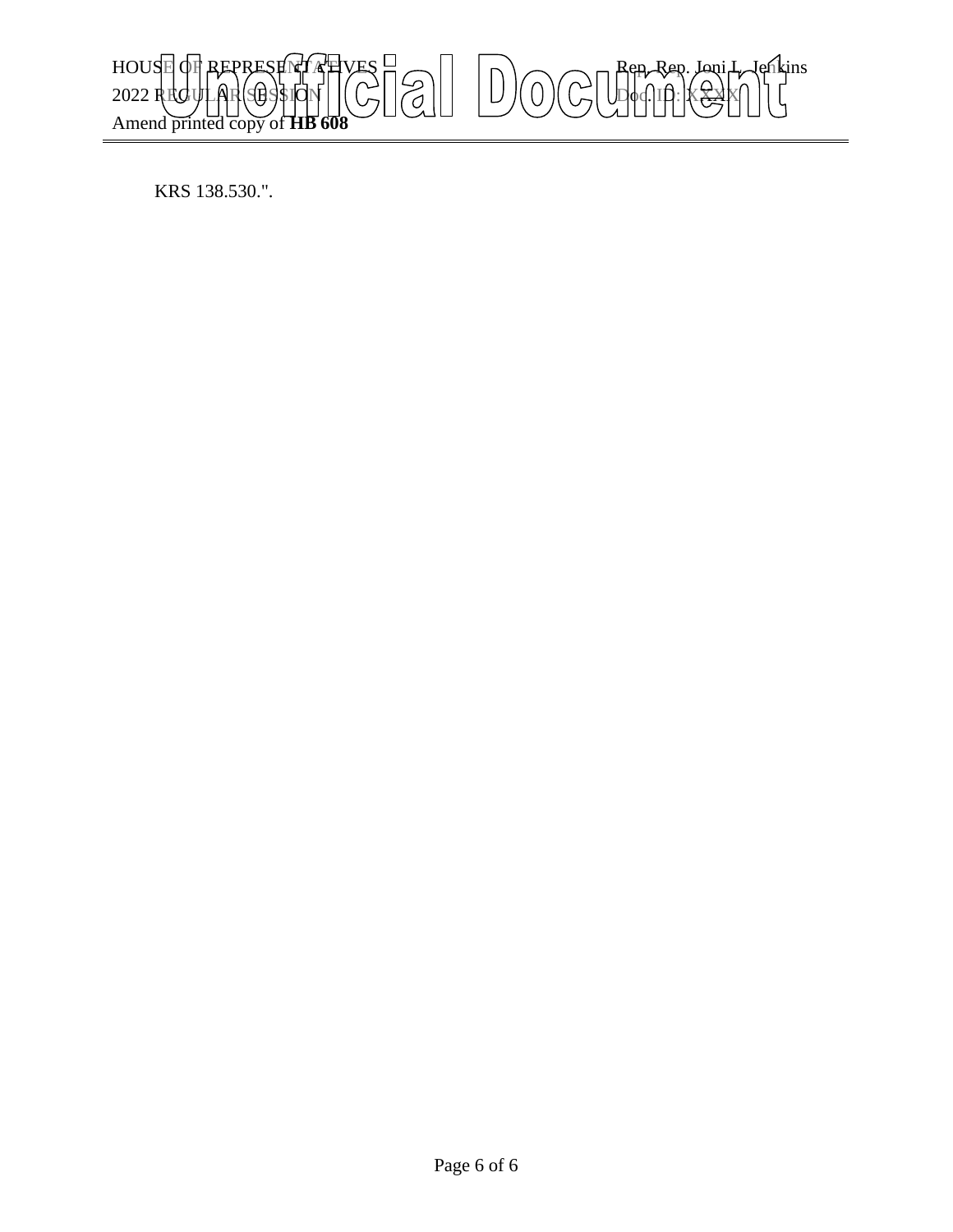KRS 138.530.".